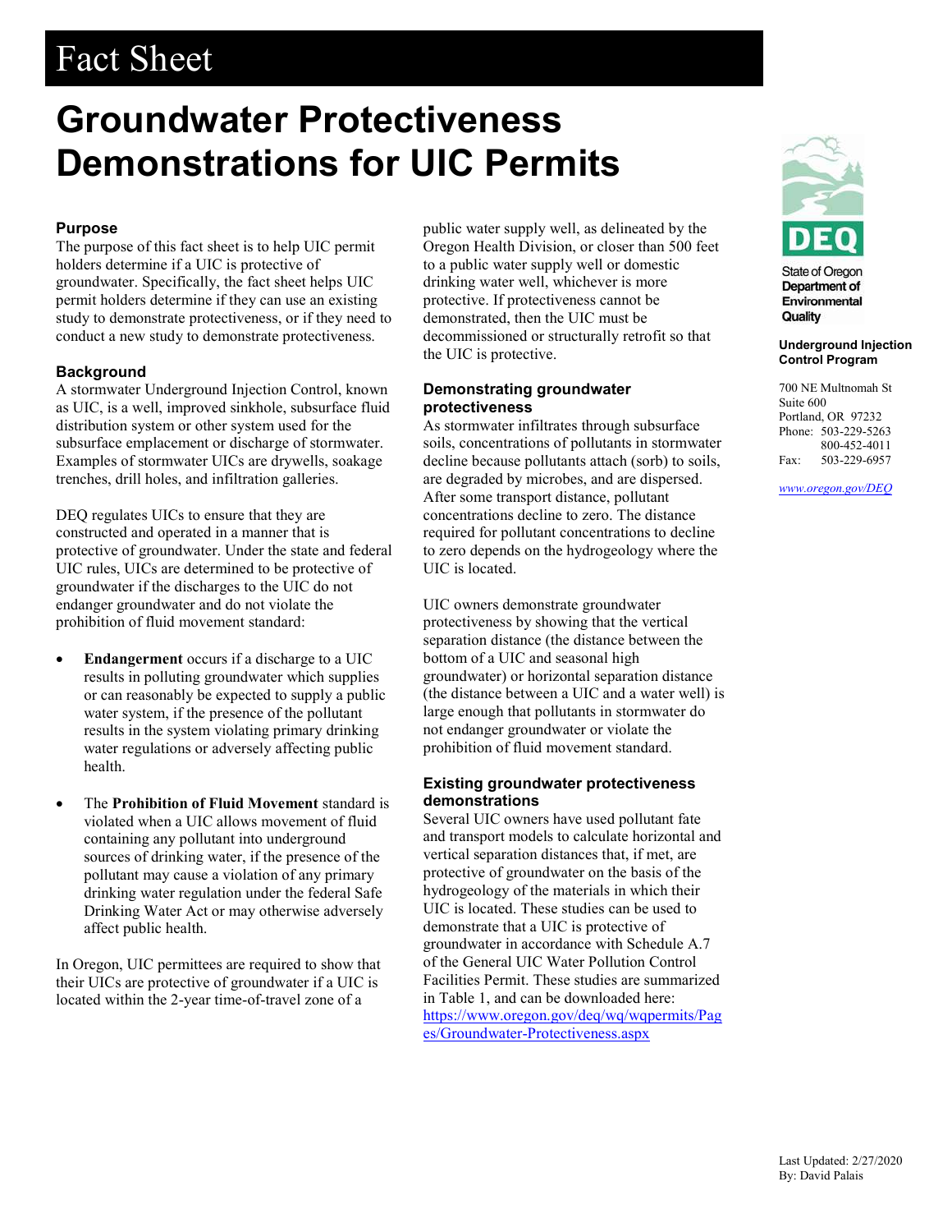# Fact Sheet

# Groundwater Protectiveness Demonstrations for UIC Permits

State of Oregon Department of Environmental Quality

**Underground Injection Control Program**

700 NE Multnomah St
Suite 600
Portland, OR 97232
Phone: 503-229-5263
800-452-4011
Fax: 503-229-6957

*www.oregon.gov/DEQ*

## Purpose

The purpose of this fact sheet is to help UIC permit holders determine if a UIC is protective of groundwater. Specifically, the fact sheet helps UIC permit holders determine if they can use an existing study to demonstrate protectiveness, or if they need to conduct a new study to demonstrate protectiveness.

## Background

A stormwater Underground Injection Control, known as UIC, is a well, improved sinkhole, subsurface fluid distribution system or other system used for the subsurface emplacement or discharge of stormwater. Examples of stormwater UICs are drywells, soakage trenches, drill holes, and infiltration galleries.

DEQ regulates UICs to ensure that they are constructed and operated in a manner that is protective of groundwater. Under the state and federal UIC rules, UICs are determined to be protective of groundwater if the discharges to the UIC do not endanger groundwater and do not violate the prohibition of fluid movement standard:

- **Endangerment** occurs if a discharge to a UIC results in polluting groundwater which supplies or can reasonably be expected to supply a public water system, if the presence of the pollutant results in the system violating primary drinking water regulations or adversely affecting public health.
- The **Prohibition of Fluid Movement** standard is violated when a UIC allows movement of fluid containing any pollutant into underground sources of drinking water, if the presence of the pollutant may cause a violation of any primary drinking water regulation under the federal Safe Drinking Water Act or may otherwise adversely affect public health.

In Oregon, UIC permittees are required to show that their UICs are protective of groundwater if a UIC is located within the 2-year time-of-travel zone of a public water supply well, as delineated by the Oregon Health Division, or closer than 500 feet to a public water supply well or domestic drinking water well, whichever is more protective. If protectiveness cannot be demonstrated, then the UIC must be decommissioned or structurally retrofit so that the UIC is protective.

## Demonstrating groundwater protectiveness

As stormwater infiltrates through subsurface soils, concentrations of pollutants in stormwater decline because pollutants attach (sorb) to soils, are degraded by microbes, and are dispersed. After some transport distance, pollutant concentrations decline to zero. The distance required for pollutant concentrations to decline to zero depends on the hydrogeology where the UIC is located.

UIC owners demonstrate groundwater protectiveness by showing that the vertical separation distance (the distance between the bottom of a UIC and seasonal high groundwater) or horizontal separation distance (the distance between a UIC and a water well) is large enough that pollutants in stormwater do not endanger groundwater or violate the prohibition of fluid movement standard.

## Existing groundwater protectiveness demonstrations

Several UIC owners have used pollutant fate and transport models to calculate horizontal and vertical separation distances that, if met, are protective of groundwater on the basis of the hydrogeology of the materials in which their UIC is located. These studies can be used to demonstrate that a UIC is protective of groundwater in accordance with Schedule A.7 of the General UIC Water Pollution Control Facilities Permit. These studies are summarized in Table 1, and can be downloaded here: https://www.oregon.gov/deq/wq/wqpermits/Pages/Groundwater-Protectiveness.aspx

Last Updated: 2/27/2020
By: David Palais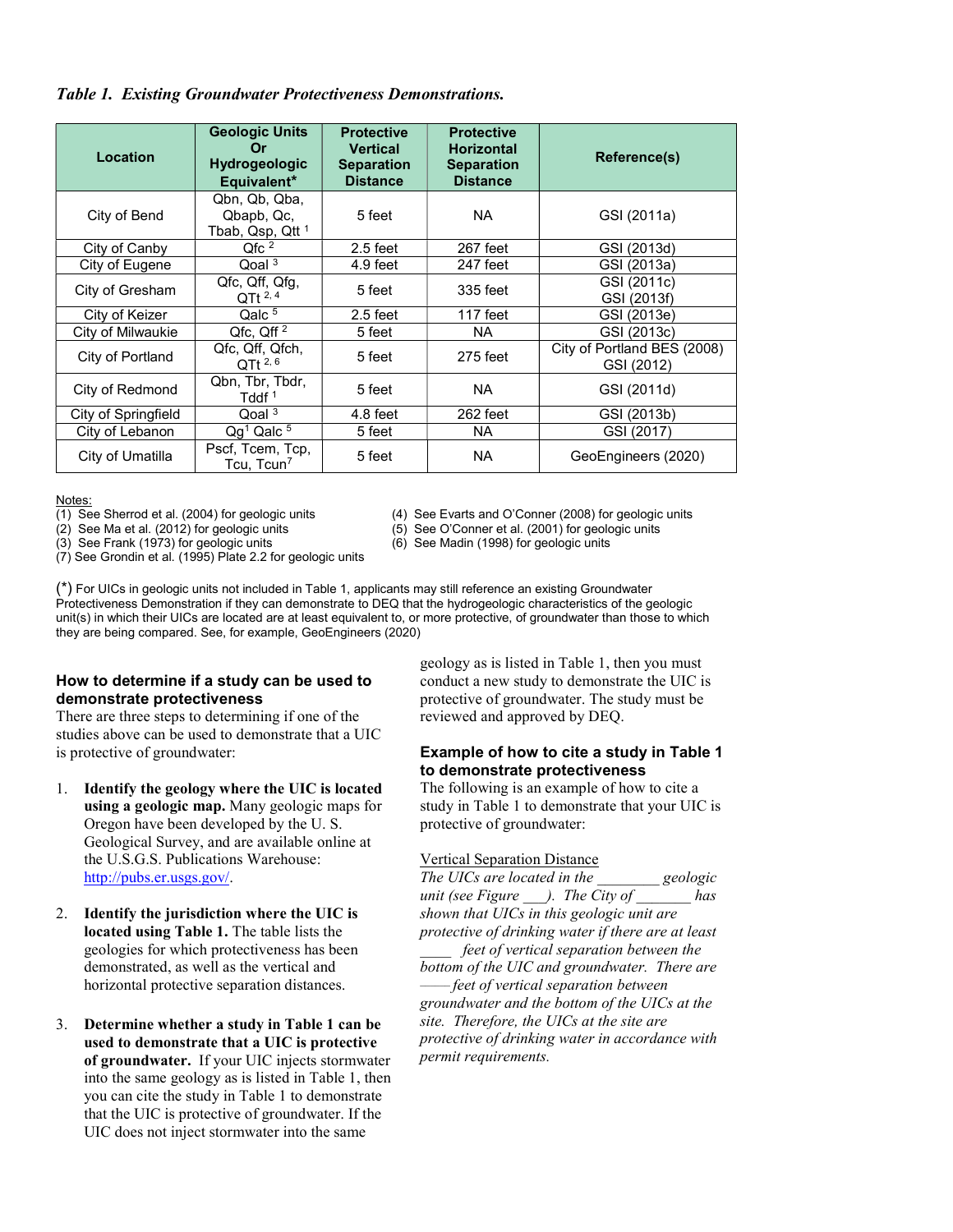***Table 1. Existing Groundwater Protectiveness Demonstrations.***

| Location | Geologic Units Or Hydrogeologic Equivalent* | Protective Vertical Separation Distance | Protective Horizontal Separation Distance | Reference(s) |
|---|---|---|---|---|
| City of Bend | Qbn, Qb, Qba, Qbapb, Qc, Tbab, Qsp, Qtt [1] | 5 feet | NA | GSI (2011a) |
| City of Canby | Qfc [2] | 2.5 feet | 267 feet | GSI (2013d) |
| City of Eugene | Qoal [3] | 4.9 feet | 247 feet | GSI (2013a) |
| City of Gresham | Qfc, Qff, Qfg, QTt [2, 4] | 5 feet | 335 feet | GSI (2011c) GSI (2013f) |
| City of Keizer | Qalc [5] | 2.5 feet | 117 feet | GSI (2013e) |
| City of Milwaukie | Qfc, Qff [2] | 5 feet | NA | GSI (2013c) |
| City of Portland | Qfc, Qff, Qfch, QTt [2, 6] | 5 feet | 275 feet | City of Portland BES (2008) GSI (2012) |
| City of Redmond | Qbn, Tbr, Tbdr, Tddf [1] | 5 feet | NA | GSI (2011d) |
| City of Springfield | Qoal [3] | 4.8 feet | 262 feet | GSI (2013b) |
| City of Lebanon | Qg[1] Qalc [5] | 5 feet | NA | GSI (2017) |
| City of Umatilla | Pscf, Tcem, Tcp, Tcu, Tcun[7] | 5 feet | NA | GeoEngineers (2020) |

Notes:
(1) See Sherrod et al. (2004) for geologic units
(2) See Ma et al. (2012) for geologic units
(3) See Frank (1973) for geologic units
(4) See Evarts and O'Conner (2008) for geologic units
(5) See O'Conner et al. (2001) for geologic units
(6) See Madin (1998) for geologic units
(7) See Grondin et al. (1995) Plate 2.2 for geologic units

(*) For UICs in geologic units not included in Table 1, applicants may still reference an existing Groundwater Protectiveness Demonstration if they can demonstrate to DEQ that the hydrogeologic characteristics of the geologic unit(s) in which their UICs are located are at least equivalent to, or more protective, of groundwater than those to which they are being compared. See, for example, GeoEngineers (2020)

## How to determine if a study can be used to demonstrate protectiveness

There are three steps to determining if one of the studies above can be used to demonstrate that a UIC is protective of groundwater:

1. **Identify the geology where the UIC is located using a geologic map.** Many geologic maps for Oregon have been developed by the U. S. Geological Survey, and are available online at the U.S.G.S. Publications Warehouse: http://pubs.er.usgs.gov/.

2. **Identify the jurisdiction where the UIC is located using Table 1.** The table lists the geologies for which protectiveness has been demonstrated, as well as the vertical and horizontal protective separation distances.

3. **Determine whether a study in Table 1 can be used to demonstrate that a UIC is protective of groundwater.** If your UIC injects stormwater into the same geology as is listed in Table 1, then you can cite the study in Table 1 to demonstrate that the UIC is protective of groundwater. If the UIC does not inject stormwater into the same geology as is listed in Table 1, then you must conduct a new study to demonstrate the UIC is protective of groundwater. The study must be reviewed and approved by DEQ.

## Example of how to cite a study in Table 1 to demonstrate protectiveness

The following is an example of how to cite a study in Table 1 to demonstrate that your UIC is protective of groundwater:

Vertical Separation Distance

*The UICs are located in the ________ geologic unit (see Figure ___). The City of _______ has shown that UICs in this geologic unit are protective of drinking water if there are at least ____ feet of vertical separation between the bottom of the UIC and groundwater. There are ____ feet of vertical separation between groundwater and the bottom of the UICs at the site. Therefore, the UICs at the site are protective of drinking water in accordance with permit requirements.*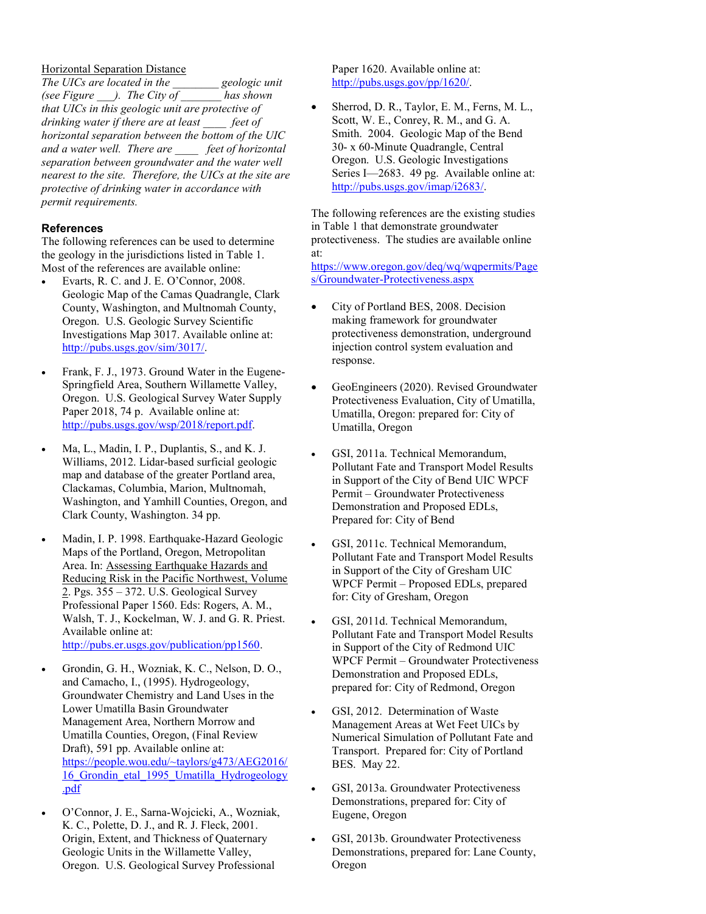Horizontal Separation Distance

*The UICs are located in the ________ geologic unit (see Figure ___). The City of _______ has shown that UICs in this geologic unit are protective of drinking water if there are at least ____ feet of horizontal separation between the bottom of the UIC and a water well. There are ____ feet of horizontal separation between groundwater and the water well nearest to the site. Therefore, the UICs at the site are protective of drinking water in accordance with permit requirements.*

## References

The following references can be used to determine the geology in the jurisdictions listed in Table 1. Most of the references are available online:

- Evarts, R. C. and J. E. O'Connor, 2008. Geologic Map of the Camas Quadrangle, Clark County, Washington, and Multnomah County, Oregon. U.S. Geologic Survey Scientific Investigations Map 3017. Available online at: http://pubs.usgs.gov/sim/3017/.
- Frank, F. J., 1973. Ground Water in the Eugene-Springfield Area, Southern Willamette Valley, Oregon. U.S. Geological Survey Water Supply Paper 2018, 74 p. Available online at: http://pubs.usgs.gov/wsp/2018/report.pdf.
- Ma, L., Madin, I. P., Duplantis, S., and K. J. Williams, 2012. Lidar-based surficial geologic map and database of the greater Portland area, Clackamas, Columbia, Marion, Multnomah, Washington, and Yamhill Counties, Oregon, and Clark County, Washington. 34 pp.
- Madin, I. P. 1998. Earthquake-Hazard Geologic Maps of the Portland, Oregon, Metropolitan Area. In: Assessing Earthquake Hazards and Reducing Risk in the Pacific Northwest, Volume 2. Pgs. 355 – 372. U.S. Geological Survey Professional Paper 1560. Eds: Rogers, A. M., Walsh, T. J., Kockelman, W. J. and G. R. Priest. Available online at: http://pubs.er.usgs.gov/publication/pp1560.
- Grondin, G. H., Wozniak, K. C., Nelson, D. O., and Camacho, I., (1995). Hydrogeology, Groundwater Chemistry and Land Uses in the Lower Umatilla Basin Groundwater Management Area, Northern Morrow and Umatilla Counties, Oregon, (Final Review Draft), 591 pp. Available online at: https://people.wou.edu/~taylors/g473/AEG2016/16_Grondin_etal_1995_Umatilla_Hydrogeology.pdf
- O'Connor, J. E., Sarna-Wojcicki, A., Wozniak, K. C., Polette, D. J., and R. J. Fleck, 2001. Origin, Extent, and Thickness of Quaternary Geologic Units in the Willamette Valley, Oregon. U.S. Geological Survey Professional Paper 1620. Available online at: http://pubs.usgs.gov/pp/1620/.
- Sherrod, D. R., Taylor, E. M., Ferns, M. L., Scott, W. E., Conrey, R. M., and G. A. Smith. 2004. Geologic Map of the Bend 30- x 60-Minute Quadrangle, Central Oregon. U.S. Geologic Investigations Series I—2683. 49 pg. Available online at: http://pubs.usgs.gov/imap/i2683/.

The following references are the existing studies in Table 1 that demonstrate groundwater protectiveness. The studies are available online at: https://www.oregon.gov/deq/wq/wqpermits/Pages/Groundwater-Protectiveness.aspx

- City of Portland BES, 2008. Decision making framework for groundwater protectiveness demonstration, underground injection control system evaluation and response.
- GeoEngineers (2020). Revised Groundwater Protectiveness Evaluation, City of Umatilla, Umatilla, Oregon: prepared for: City of Umatilla, Oregon
- GSI, 2011a. Technical Memorandum, Pollutant Fate and Transport Model Results in Support of the City of Bend UIC WPCF Permit – Groundwater Protectiveness Demonstration and Proposed EDLs, Prepared for: City of Bend
- GSI, 2011c. Technical Memorandum, Pollutant Fate and Transport Model Results in Support of the City of Gresham UIC WPCF Permit – Proposed EDLs, prepared for: City of Gresham, Oregon
- GSI, 2011d. Technical Memorandum, Pollutant Fate and Transport Model Results in Support of the City of Redmond UIC WPCF Permit – Groundwater Protectiveness Demonstration and Proposed EDLs, prepared for: City of Redmond, Oregon
- GSI, 2012. Determination of Waste Management Areas at Wet Feet UICs by Numerical Simulation of Pollutant Fate and Transport. Prepared for: City of Portland BES. May 22.
- GSI, 2013a. Groundwater Protectiveness Demonstrations, prepared for: City of Eugene, Oregon
- GSI, 2013b. Groundwater Protectiveness Demonstrations, prepared for: Lane County, Oregon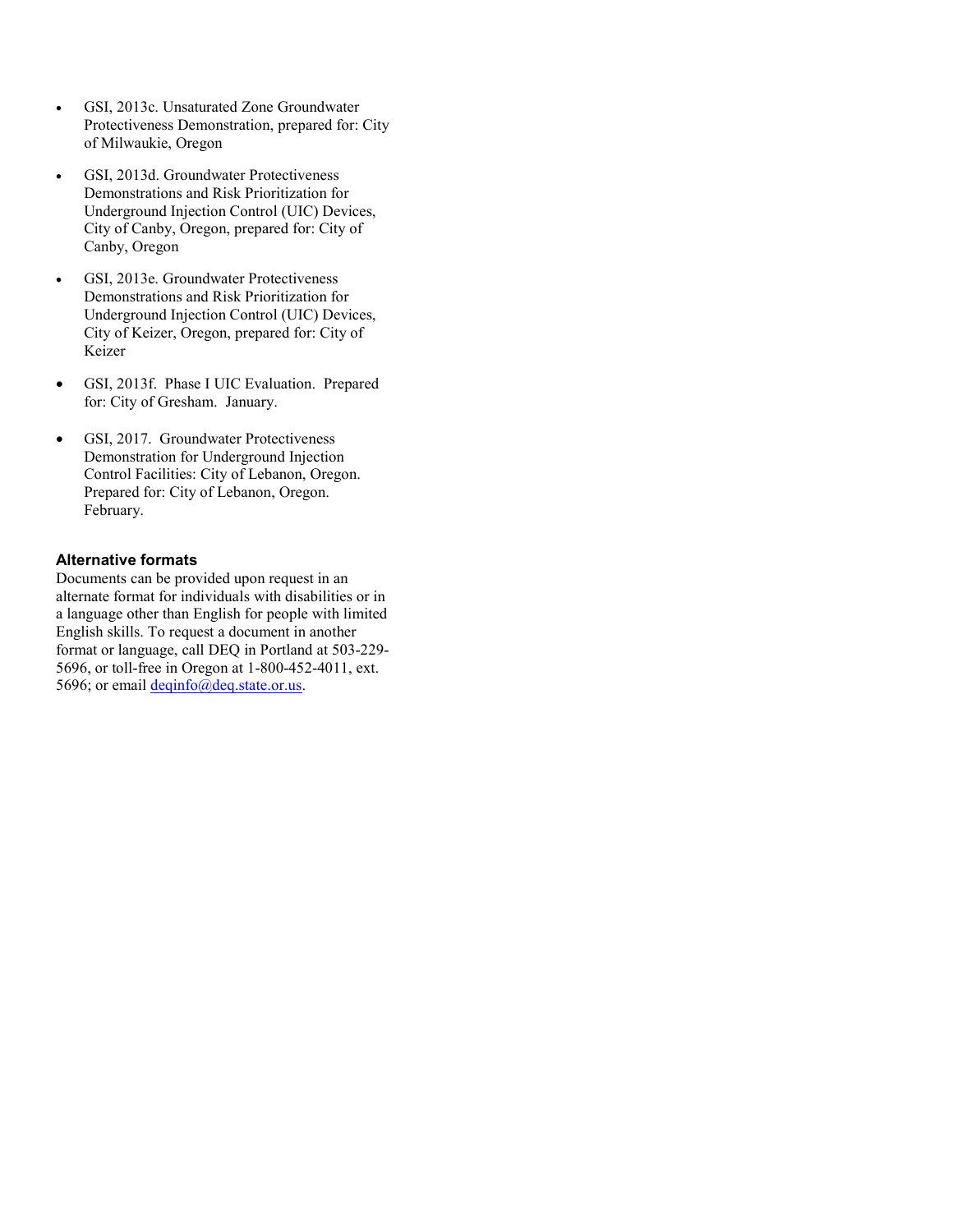- GSI, 2013c. Unsaturated Zone Groundwater Protectiveness Demonstration, prepared for: City of Milwaukie, Oregon

- GSI, 2013d. Groundwater Protectiveness Demonstrations and Risk Prioritization for Underground Injection Control (UIC) Devices, City of Canby, Oregon, prepared for: City of Canby, Oregon

- GSI, 2013e. Groundwater Protectiveness Demonstrations and Risk Prioritization for Underground Injection Control (UIC) Devices, City of Keizer, Oregon, prepared for: City of Keizer

- GSI, 2013f. Phase I UIC Evaluation. Prepared for: City of Gresham. January.

- GSI, 2017. Groundwater Protectiveness Demonstration for Underground Injection Control Facilities: City of Lebanon, Oregon. Prepared for: City of Lebanon, Oregon. February.

### Alternative formats

Documents can be provided upon request in an alternate format for individuals with disabilities or in a language other than English for people with limited English skills. To request a document in another format or language, call DEQ in Portland at 503-229-5696, or toll-free in Oregon at 1-800-452-4011, ext. 5696; or email deqinfo@deq.state.or.us.